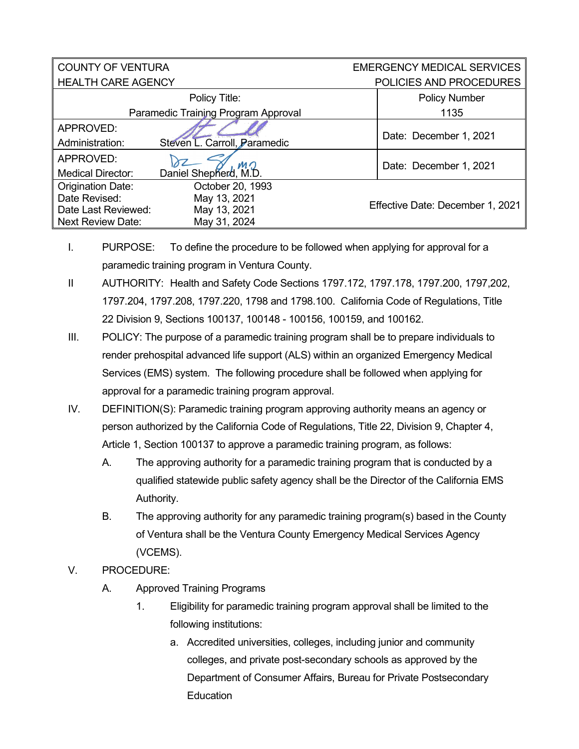| COUNTY OF VENTURA<br>HEALTH CARE AGENCY | | EMERGENCY MEDICAL SERVICES<br>POLICIES AND PROCEDURES |
|---|---|---|
| Policy Title:<br>Paramedic Training Program Approval | | Policy Number<br>1135 |
| APPROVED:<br>Administration: | Steven L. Carroll, Paramedic | Date: December 1, 2021 |
| APPROVED:<br>Medical Director: | Daniel Shepherd, M.D. | Date: December 1, 2021 |
| Origination Date:<br>Date Revised:<br>Date Last Reviewed:<br>Next Review Date: | October 20, 1993<br>May 13, 2021<br>May 13, 2021<br>May 31, 2024 | Effective Date: December 1, 2021 |

I. PURPOSE: To define the procedure to be followed when applying for approval for a paramedic training program in Ventura County.

II AUTHORITY: Health and Safety Code Sections 1797.172, 1797.178, 1797.200, 1797,202, 1797.204, 1797.208, 1797.220, 1798 and 1798.100. California Code of Regulations, Title 22 Division 9, Sections 100137, 100148 - 100156, 100159, and 100162.

III. POLICY: The purpose of a paramedic training program shall be to prepare individuals to render prehospital advanced life support (ALS) within an organized Emergency Medical Services (EMS) system. The following procedure shall be followed when applying for approval for a paramedic training program approval.

IV. DEFINITION(S): Paramedic training program approving authority means an agency or person authorized by the California Code of Regulations, Title 22, Division 9, Chapter 4, Article 1, Section 100137 to approve a paramedic training program, as follows:

   A. The approving authority for a paramedic training program that is conducted by a qualified statewide public safety agency shall be the Director of the California EMS Authority.

   B. The approving authority for any paramedic training program(s) based in the County of Ventura shall be the Ventura County Emergency Medical Services Agency (VCEMS).

V. PROCEDURE:

   A. Approved Training Programs

      1. Eligibility for paramedic training program approval shall be limited to the following institutions:

         a. Accredited universities, colleges, including junior and community colleges, and private post-secondary schools as approved by the Department of Consumer Affairs, Bureau for Private Postsecondary Education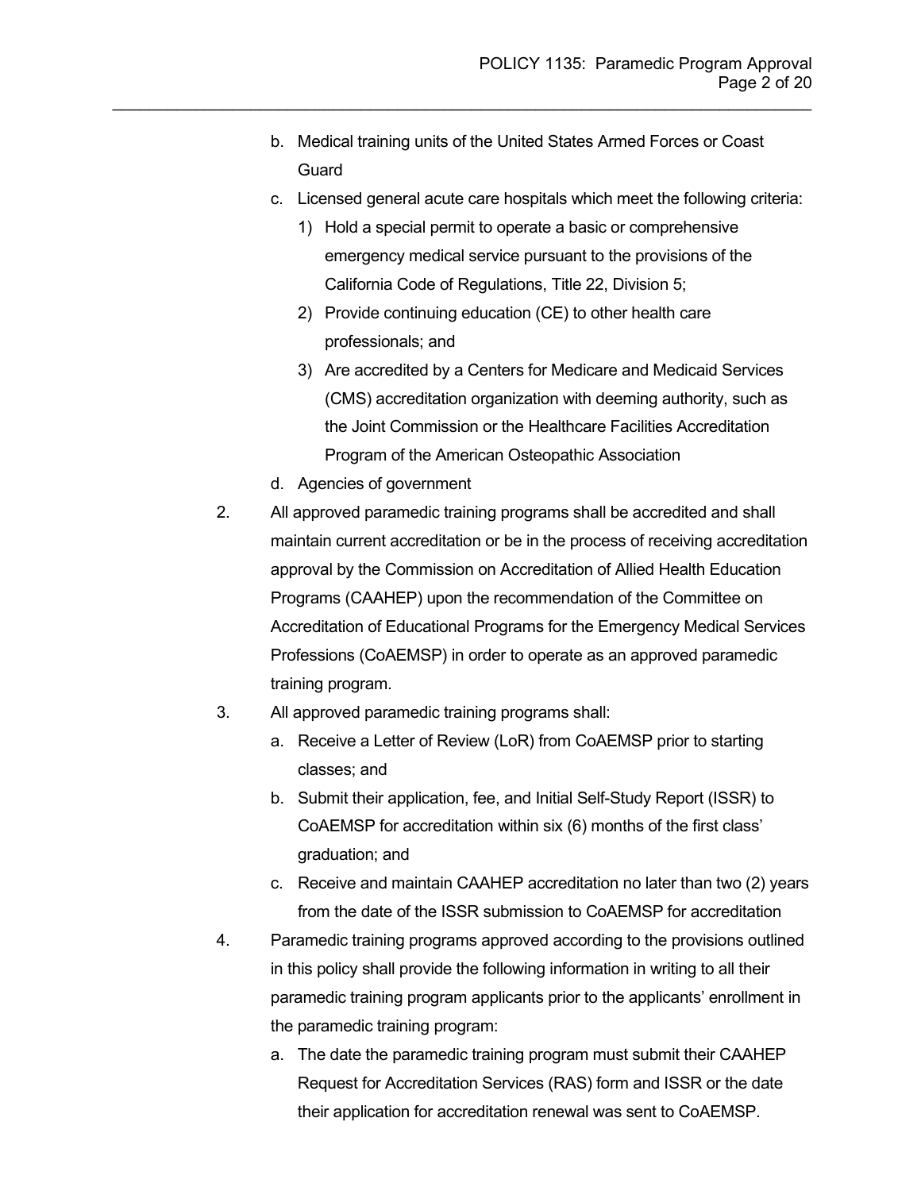b. Medical training units of the United States Armed Forces or Coast Guard
   c. Licensed general acute care hospitals which meet the following criteria:
      1) Hold a special permit to operate a basic or comprehensive emergency medical service pursuant to the provisions of the California Code of Regulations, Title 22, Division 5;
      2) Provide continuing education (CE) to other health care professionals; and
      3) Are accredited by a Centers for Medicare and Medicaid Services (CMS) accreditation organization with deeming authority, such as the Joint Commission or the Healthcare Facilities Accreditation Program of the American Osteopathic Association
   d. Agencies of government

2. All approved paramedic training programs shall be accredited and shall maintain current accreditation or be in the process of receiving accreditation approval by the Commission on Accreditation of Allied Health Education Programs (CAAHEP) upon the recommendation of the Committee on Accreditation of Educational Programs for the Emergency Medical Services Professions (CoAEMSP) in order to operate as an approved paramedic training program.

3. All approved paramedic training programs shall:
   a. Receive a Letter of Review (LoR) from CoAEMSP prior to starting classes; and
   b. Submit their application, fee, and Initial Self-Study Report (ISSR) to CoAEMSP for accreditation within six (6) months of the first class' graduation; and
   c. Receive and maintain CAAHEP accreditation no later than two (2) years from the date of the ISSR submission to CoAEMSP for accreditation

4. Paramedic training programs approved according to the provisions outlined in this policy shall provide the following information in writing to all their paramedic training program applicants prior to the applicants' enrollment in the paramedic training program:
   a. The date the paramedic training program must submit their CAAHEP Request for Accreditation Services (RAS) form and ISSR or the date their application for accreditation renewal was sent to CoAEMSP.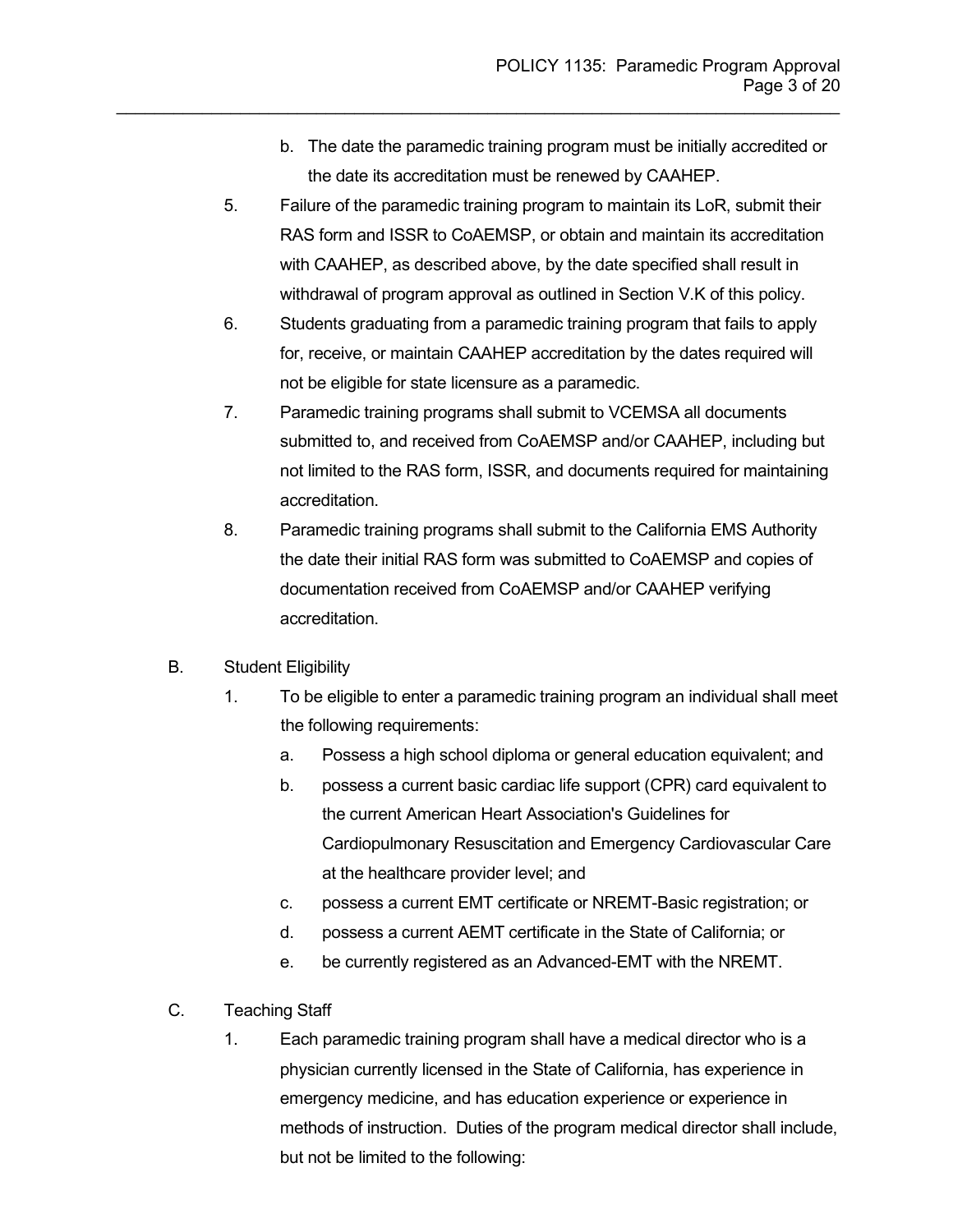b. The date the paramedic training program must be initially accredited or the date its accreditation must be renewed by CAAHEP.

5. Failure of the paramedic training program to maintain its LoR, submit their RAS form and ISSR to CoAEMSP, or obtain and maintain its accreditation with CAAHEP, as described above, by the date specified shall result in withdrawal of program approval as outlined in Section V.K of this policy.

6. Students graduating from a paramedic training program that fails to apply for, receive, or maintain CAAHEP accreditation by the dates required will not be eligible for state licensure as a paramedic.

7. Paramedic training programs shall submit to VCEMSA all documents submitted to, and received from CoAEMSP and/or CAAHEP, including but not limited to the RAS form, ISSR, and documents required for maintaining accreditation.

8. Paramedic training programs shall submit to the California EMS Authority the date their initial RAS form was submitted to CoAEMSP and copies of documentation received from CoAEMSP and/or CAAHEP verifying accreditation.

B. Student Eligibility

1. To be eligible to enter a paramedic training program an individual shall meet the following requirements:
   a. Possess a high school diploma or general education equivalent; and
   b. possess a current basic cardiac life support (CPR) card equivalent to the current American Heart Association's Guidelines for Cardiopulmonary Resuscitation and Emergency Cardiovascular Care at the healthcare provider level; and
   c. possess a current EMT certificate or NREMT-Basic registration; or
   d. possess a current AEMT certificate in the State of California; or
   e. be currently registered as an Advanced-EMT with the NREMT.

C. Teaching Staff

1. Each paramedic training program shall have a medical director who is a physician currently licensed in the State of California, has experience in emergency medicine, and has education experience or experience in methods of instruction. Duties of the program medical director shall include, but not be limited to the following: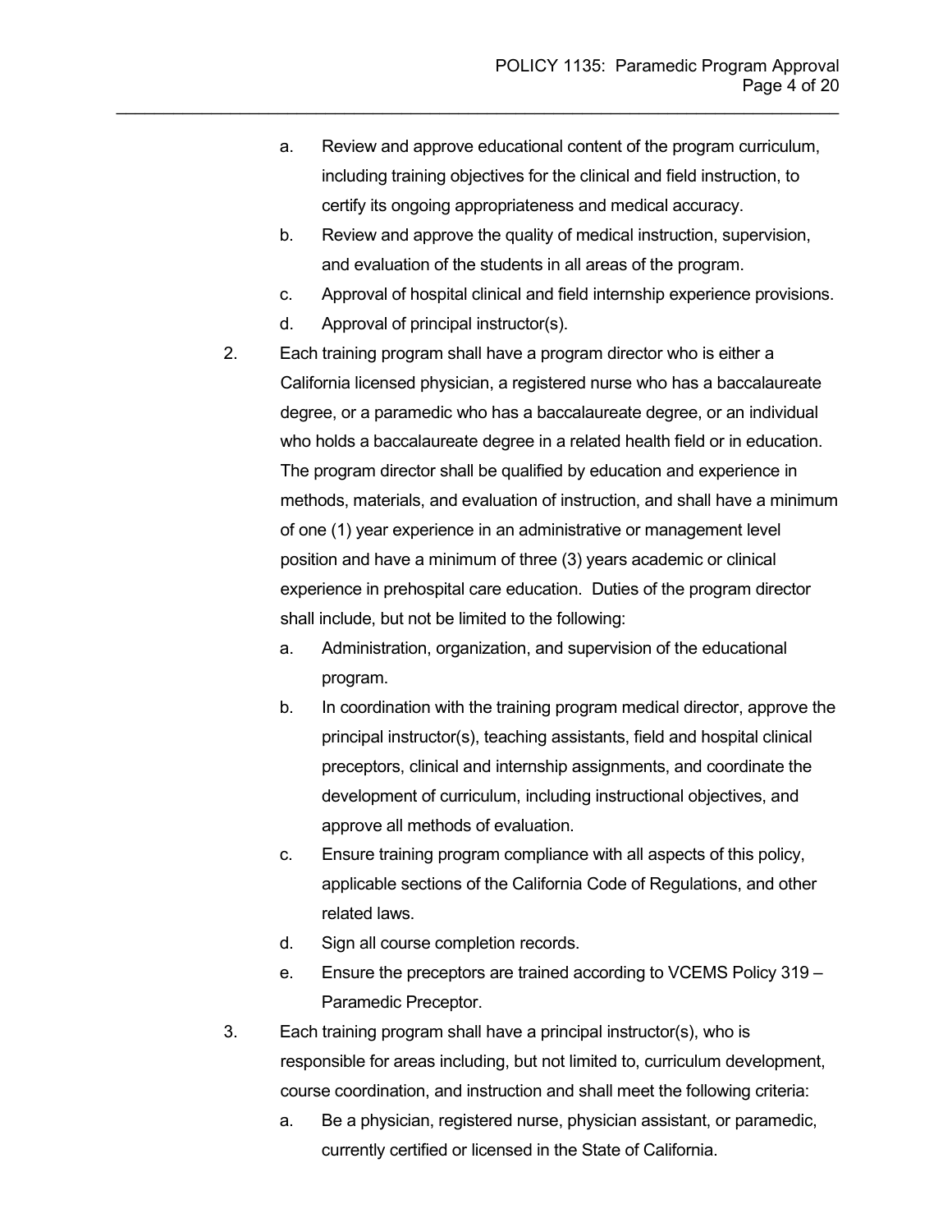a. Review and approve educational content of the program curriculum, including training objectives for the clinical and field instruction, to certify its ongoing appropriateness and medical accuracy.
   b. Review and approve the quality of medical instruction, supervision, and evaluation of the students in all areas of the program.
   c. Approval of hospital clinical and field internship experience provisions.
   d. Approval of principal instructor(s).

2. Each training program shall have a program director who is either a California licensed physician, a registered nurse who has a baccalaureate degree, or a paramedic who has a baccalaureate degree, or an individual who holds a baccalaureate degree in a related health field or in education. The program director shall be qualified by education and experience in methods, materials, and evaluation of instruction, and shall have a minimum of one (1) year experience in an administrative or management level position and have a minimum of three (3) years academic or clinical experience in prehospital care education. Duties of the program director shall include, but not be limited to the following:
   a. Administration, organization, and supervision of the educational program.
   b. In coordination with the training program medical director, approve the principal instructor(s), teaching assistants, field and hospital clinical preceptors, clinical and internship assignments, and coordinate the development of curriculum, including instructional objectives, and approve all methods of evaluation.
   c. Ensure training program compliance with all aspects of this policy, applicable sections of the California Code of Regulations, and other related laws.
   d. Sign all course completion records.
   e. Ensure the preceptors are trained according to VCEMS Policy 319 – Paramedic Preceptor.

3. Each training program shall have a principal instructor(s), who is responsible for areas including, but not limited to, curriculum development, course coordination, and instruction and shall meet the following criteria:
   a. Be a physician, registered nurse, physician assistant, or paramedic, currently certified or licensed in the State of California.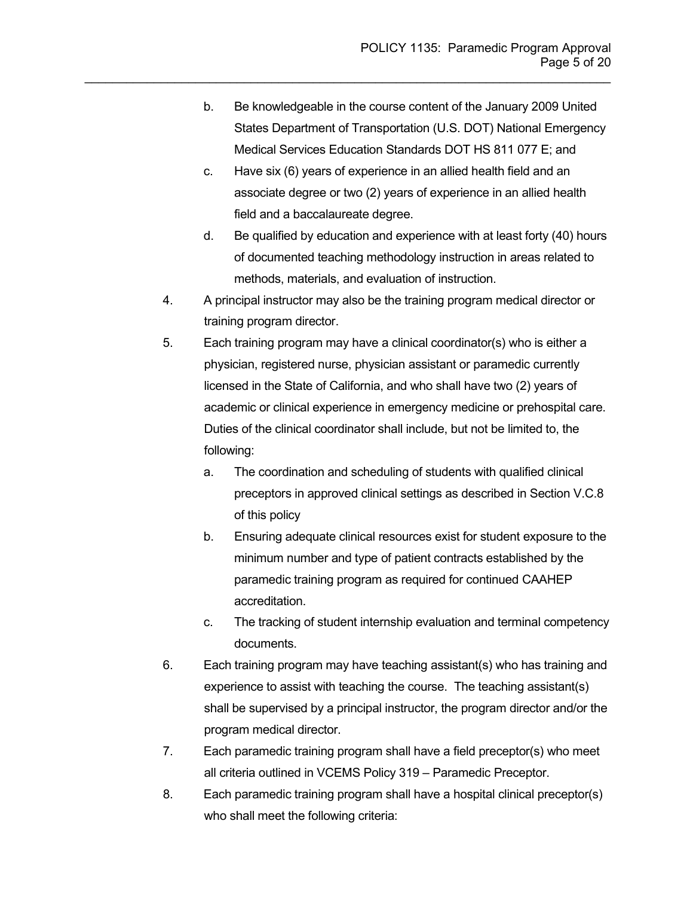b. Be knowledgeable in the course content of the January 2009 United States Department of Transportation (U.S. DOT) National Emergency Medical Services Education Standards DOT HS 811 077 E; and
   c. Have six (6) years of experience in an allied health field and an associate degree or two (2) years of experience in an allied health field and a baccalaureate degree.
   d. Be qualified by education and experience with at least forty (40) hours of documented teaching methodology instruction in areas related to methods, materials, and evaluation of instruction.

4. A principal instructor may also be the training program medical director or training program director.
5. Each training program may have a clinical coordinator(s) who is either a physician, registered nurse, physician assistant or paramedic currently licensed in the State of California, and who shall have two (2) years of academic or clinical experience in emergency medicine or prehospital care. Duties of the clinical coordinator shall include, but not be limited to, the following:
   a. The coordination and scheduling of students with qualified clinical preceptors in approved clinical settings as described in Section V.C.8 of this policy
   b. Ensuring adequate clinical resources exist for student exposure to the minimum number and type of patient contracts established by the paramedic training program as required for continued CAAHEP accreditation.
   c. The tracking of student internship evaluation and terminal competency documents.
6. Each training program may have teaching assistant(s) who has training and experience to assist with teaching the course. The teaching assistant(s) shall be supervised by a principal instructor, the program director and/or the program medical director.
7. Each paramedic training program shall have a field preceptor(s) who meet all criteria outlined in VCEMS Policy 319 – Paramedic Preceptor.
8. Each paramedic training program shall have a hospital clinical preceptor(s) who shall meet the following criteria: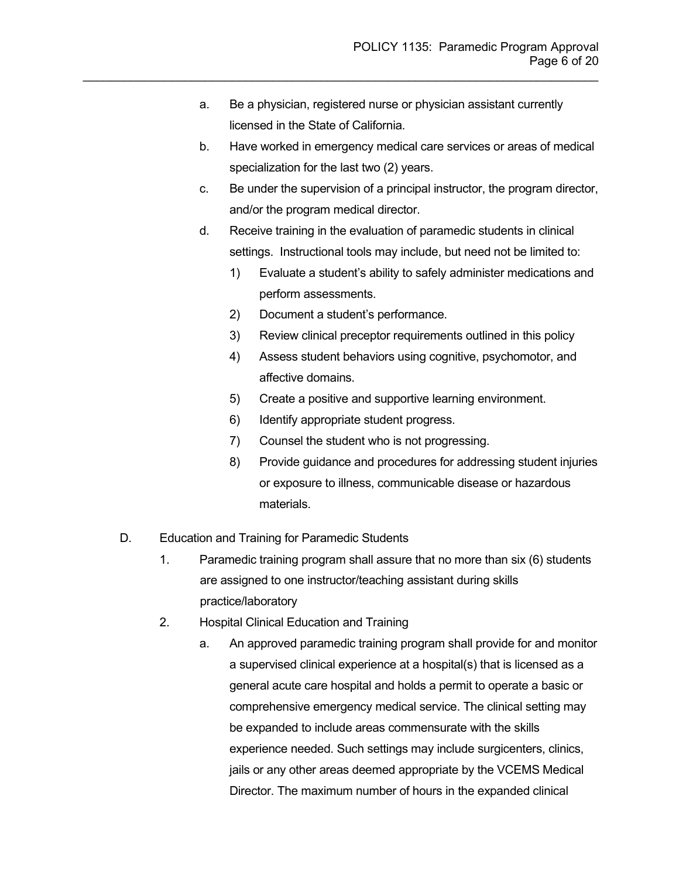a. Be a physician, registered nurse or physician assistant currently licensed in the State of California.

b. Have worked in emergency medical care services or areas of medical specialization for the last two (2) years.

c. Be under the supervision of a principal instructor, the program director, and/or the program medical director.

d. Receive training in the evaluation of paramedic students in clinical settings. Instructional tools may include, but need not be limited to:

   1) Evaluate a student's ability to safely administer medications and perform assessments.
   2) Document a student's performance.
   3) Review clinical preceptor requirements outlined in this policy
   4) Assess student behaviors using cognitive, psychomotor, and affective domains.
   5) Create a positive and supportive learning environment.
   6) Identify appropriate student progress.
   7) Counsel the student who is not progressing.
   8) Provide guidance and procedures for addressing student injuries or exposure to illness, communicable disease or hazardous materials.

D. Education and Training for Paramedic Students

1. Paramedic training program shall assure that no more than six (6) students are assigned to one instructor/teaching assistant during skills practice/laboratory

2. Hospital Clinical Education and Training

   a. An approved paramedic training program shall provide for and monitor a supervised clinical experience at a hospital(s) that is licensed as a general acute care hospital and holds a permit to operate a basic or comprehensive emergency medical service. The clinical setting may be expanded to include areas commensurate with the skills experience needed. Such settings may include surgicenters, clinics, jails or any other areas deemed appropriate by the VCEMS Medical Director. The maximum number of hours in the expanded clinical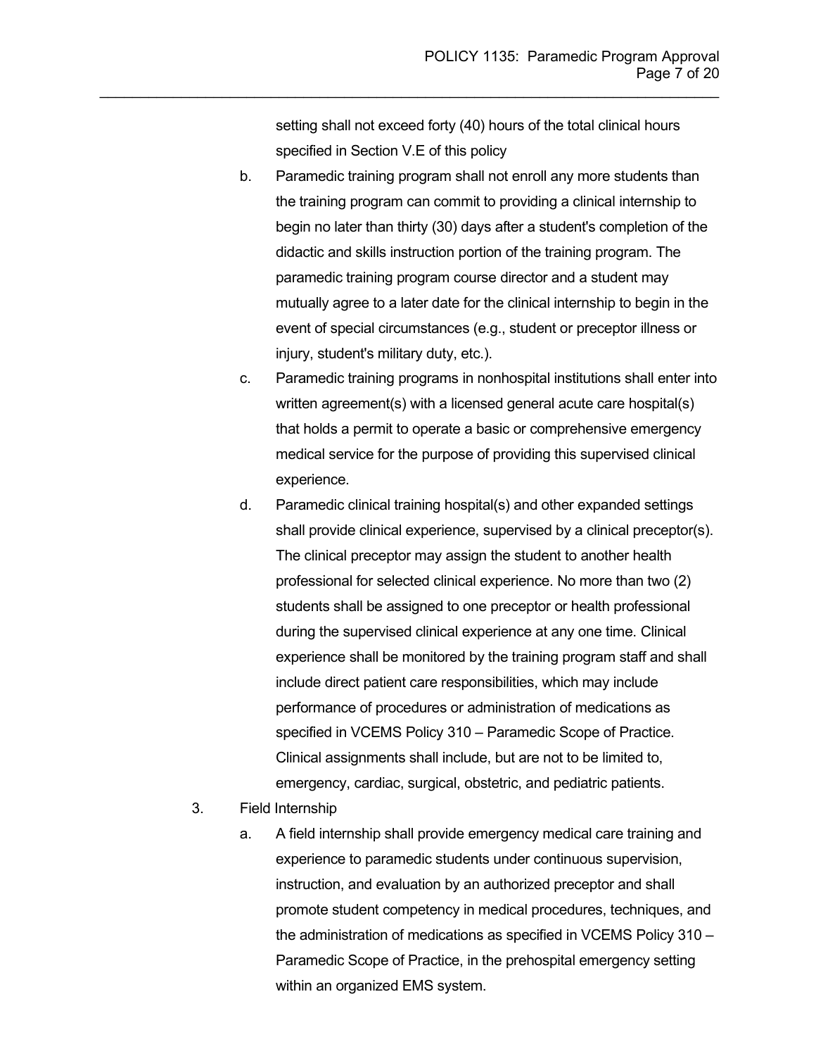setting shall not exceed forty (40) hours of the total clinical hours specified in Section V.E of this policy

b. Paramedic training program shall not enroll any more students than the training program can commit to providing a clinical internship to begin no later than thirty (30) days after a student's completion of the didactic and skills instruction portion of the training program. The paramedic training program course director and a student may mutually agree to a later date for the clinical internship to begin in the event of special circumstances (e.g., student or preceptor illness or injury, student's military duty, etc.).

c. Paramedic training programs in nonhospital institutions shall enter into written agreement(s) with a licensed general acute care hospital(s) that holds a permit to operate a basic or comprehensive emergency medical service for the purpose of providing this supervised clinical experience.

d. Paramedic clinical training hospital(s) and other expanded settings shall provide clinical experience, supervised by a clinical preceptor(s). The clinical preceptor may assign the student to another health professional for selected clinical experience. No more than two (2) students shall be assigned to one preceptor or health professional during the supervised clinical experience at any one time. Clinical experience shall be monitored by the training program staff and shall include direct patient care responsibilities, which may include performance of procedures or administration of medications as specified in VCEMS Policy 310 – Paramedic Scope of Practice. Clinical assignments shall include, but are not to be limited to, emergency, cardiac, surgical, obstetric, and pediatric patients.

3. Field Internship

   a. A field internship shall provide emergency medical care training and experience to paramedic students under continuous supervision, instruction, and evaluation by an authorized preceptor and shall promote student competency in medical procedures, techniques, and the administration of medications as specified in VCEMS Policy 310 – Paramedic Scope of Practice, in the prehospital emergency setting within an organized EMS system.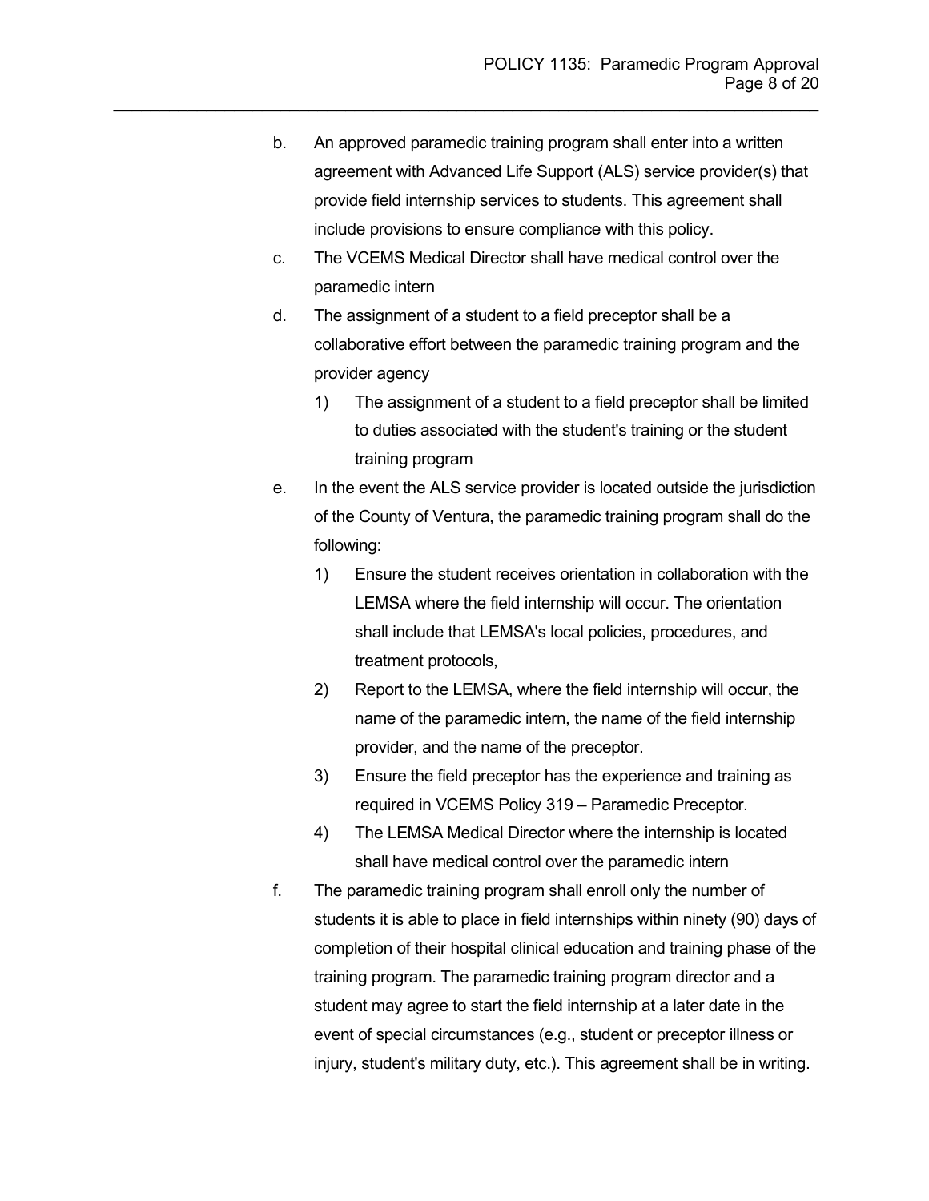b. An approved paramedic training program shall enter into a written agreement with Advanced Life Support (ALS) service provider(s) that provide field internship services to students. This agreement shall include provisions to ensure compliance with this policy.

c. The VCEMS Medical Director shall have medical control over the paramedic intern

d. The assignment of a student to a field preceptor shall be a collaborative effort between the paramedic training program and the provider agency

    1) The assignment of a student to a field preceptor shall be limited to duties associated with the student's training or the student training program

e. In the event the ALS service provider is located outside the jurisdiction of the County of Ventura, the paramedic training program shall do the following:

    1) Ensure the student receives orientation in collaboration with the LEMSA where the field internship will occur. The orientation shall include that LEMSA's local policies, procedures, and treatment protocols,

    2) Report to the LEMSA, where the field internship will occur, the name of the paramedic intern, the name of the field internship provider, and the name of the preceptor.

    3) Ensure the field preceptor has the experience and training as required in VCEMS Policy 319 – Paramedic Preceptor.

    4) The LEMSA Medical Director where the internship is located shall have medical control over the paramedic intern

f. The paramedic training program shall enroll only the number of students it is able to place in field internships within ninety (90) days of completion of their hospital clinical education and training phase of the training program. The paramedic training program director and a student may agree to start the field internship at a later date in the event of special circumstances (e.g., student or preceptor illness or injury, student's military duty, etc.). This agreement shall be in writing.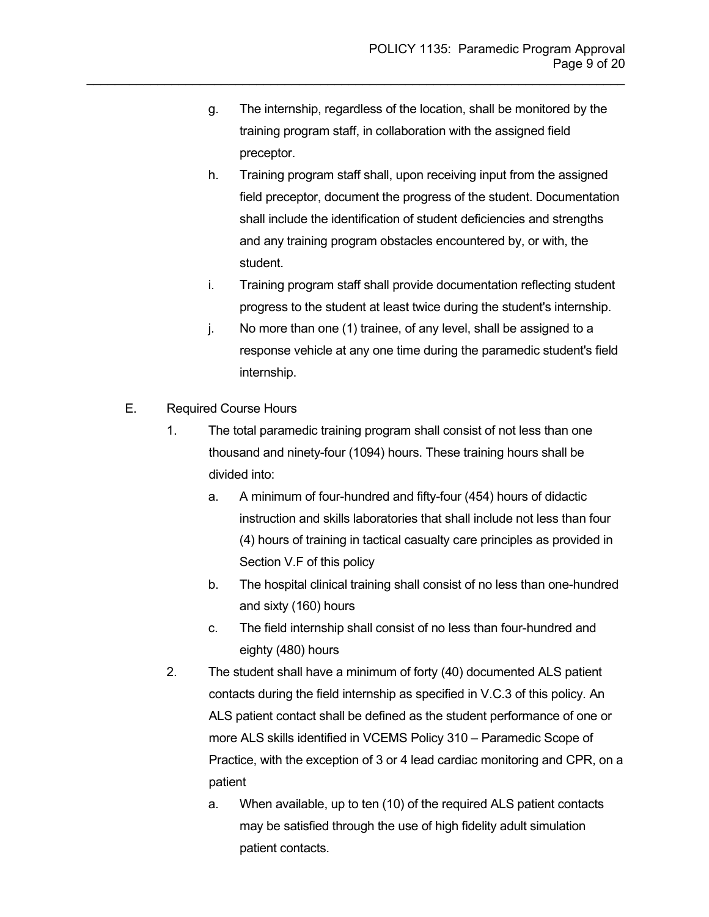g. The internship, regardless of the location, shall be monitored by the training program staff, in collaboration with the assigned field preceptor.

h. Training program staff shall, upon receiving input from the assigned field preceptor, document the progress of the student. Documentation shall include the identification of student deficiencies and strengths and any training program obstacles encountered by, or with, the student.

i. Training program staff shall provide documentation reflecting student progress to the student at least twice during the student's internship.

j. No more than one (1) trainee, of any level, shall be assigned to a response vehicle at any one time during the paramedic student's field internship.

E. Required Course Hours

1. The total paramedic training program shall consist of not less than one thousand and ninety-four (1094) hours. These training hours shall be divided into:

   a. A minimum of four-hundred and fifty-four (454) hours of didactic instruction and skills laboratories that shall include not less than four (4) hours of training in tactical casualty care principles as provided in Section V.F of this policy

   b. The hospital clinical training shall consist of no less than one-hundred and sixty (160) hours

   c. The field internship shall consist of no less than four-hundred and eighty (480) hours

2. The student shall have a minimum of forty (40) documented ALS patient contacts during the field internship as specified in V.C.3 of this policy. An ALS patient contact shall be defined as the student performance of one or more ALS skills identified in VCEMS Policy 310 – Paramedic Scope of Practice, with the exception of 3 or 4 lead cardiac monitoring and CPR, on a patient

   a. When available, up to ten (10) of the required ALS patient contacts may be satisfied through the use of high fidelity adult simulation patient contacts.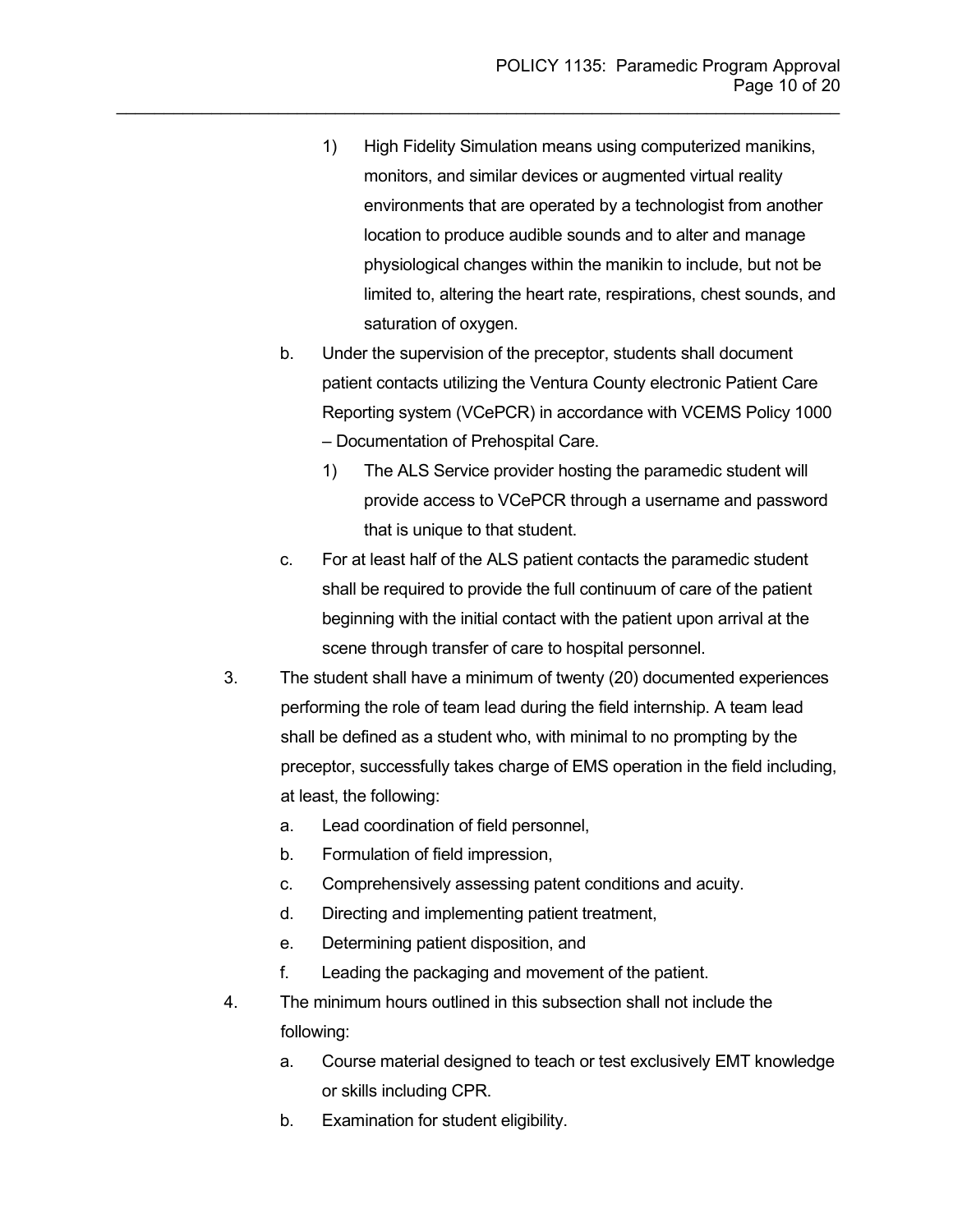1) High Fidelity Simulation means using computerized manikins, monitors, and similar devices or augmented virtual reality environments that are operated by a technologist from another location to produce audible sounds and to alter and manage physiological changes within the manikin to include, but not be limited to, altering the heart rate, respirations, chest sounds, and saturation of oxygen.

b. Under the supervision of the preceptor, students shall document patient contacts utilizing the Ventura County electronic Patient Care Reporting system (VCePCR) in accordance with VCEMS Policy 1000 – Documentation of Prehospital Care.

   1) The ALS Service provider hosting the paramedic student will provide access to VCePCR through a username and password that is unique to that student.

c. For at least half of the ALS patient contacts the paramedic student shall be required to provide the full continuum of care of the patient beginning with the initial contact with the patient upon arrival at the scene through transfer of care to hospital personnel.

3. The student shall have a minimum of twenty (20) documented experiences performing the role of team lead during the field internship. A team lead shall be defined as a student who, with minimal to no prompting by the preceptor, successfully takes charge of EMS operation in the field including, at least, the following:

   a. Lead coordination of field personnel,
   b. Formulation of field impression,
   c. Comprehensively assessing patent conditions and acuity.
   d. Directing and implementing patient treatment,
   e. Determining patient disposition, and
   f. Leading the packaging and movement of the patient.

4. The minimum hours outlined in this subsection shall not include the following:

   a. Course material designed to teach or test exclusively EMT knowledge or skills including CPR.
   b. Examination for student eligibility.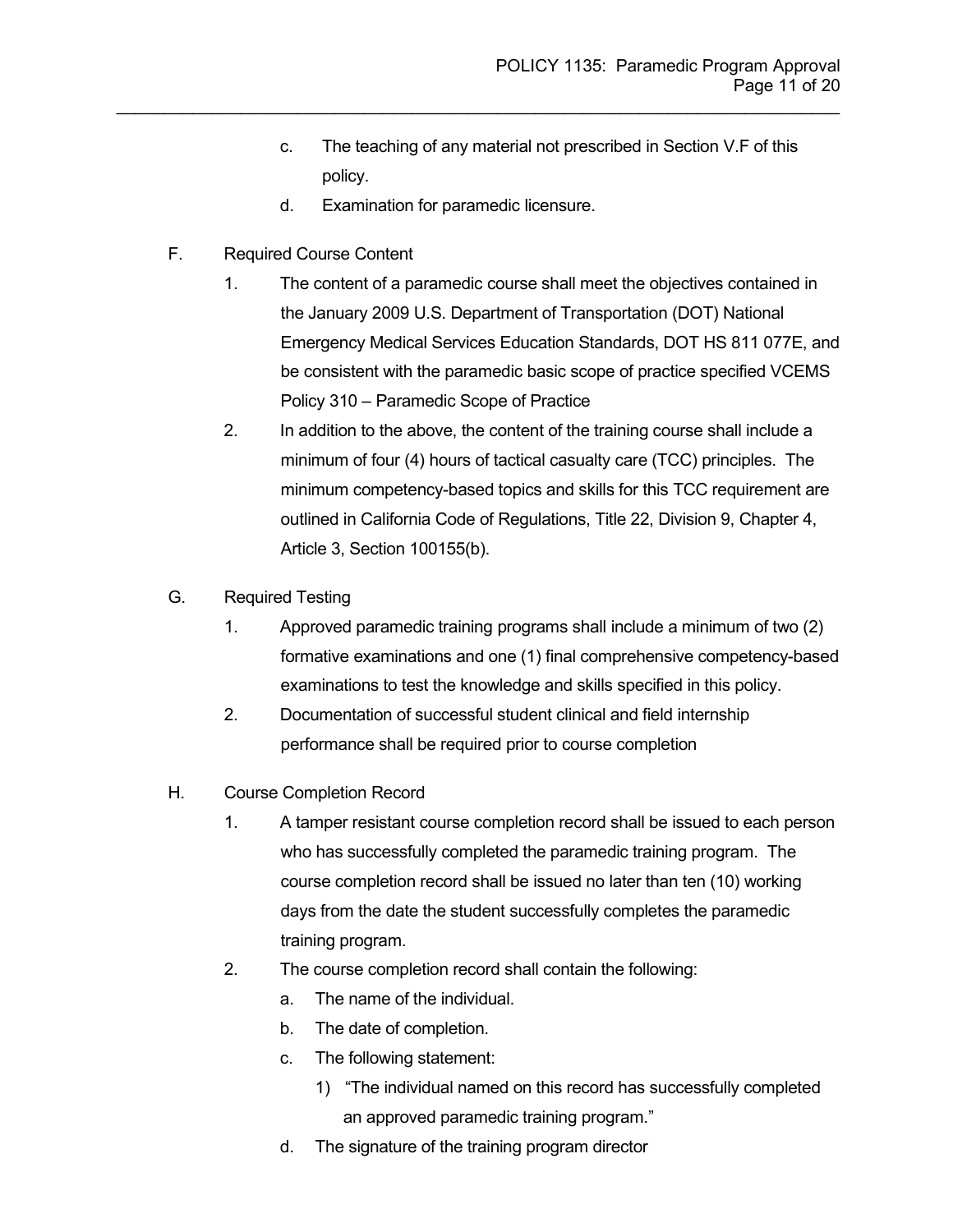c. The teaching of any material not prescribed in Section V.F of this policy.

d. Examination for paramedic licensure.

F. Required Course Content

1. The content of a paramedic course shall meet the objectives contained in the January 2009 U.S. Department of Transportation (DOT) National Emergency Medical Services Education Standards, DOT HS 811 077E, and be consistent with the paramedic basic scope of practice specified VCEMS Policy 310 – Paramedic Scope of Practice

2. In addition to the above, the content of the training course shall include a minimum of four (4) hours of tactical casualty care (TCC) principles. The minimum competency-based topics and skills for this TCC requirement are outlined in California Code of Regulations, Title 22, Division 9, Chapter 4, Article 3, Section 100155(b).

G. Required Testing

1. Approved paramedic training programs shall include a minimum of two (2) formative examinations and one (1) final comprehensive competency-based examinations to test the knowledge and skills specified in this policy.

2. Documentation of successful student clinical and field internship performance shall be required prior to course completion

H. Course Completion Record

1. A tamper resistant course completion record shall be issued to each person who has successfully completed the paramedic training program. The course completion record shall be issued no later than ten (10) working days from the date the student successfully completes the paramedic training program.

2. The course completion record shall contain the following:

   a. The name of the individual.

   b. The date of completion.

   c. The following statement:

      1) "The individual named on this record has successfully completed an approved paramedic training program."

   d. The signature of the training program director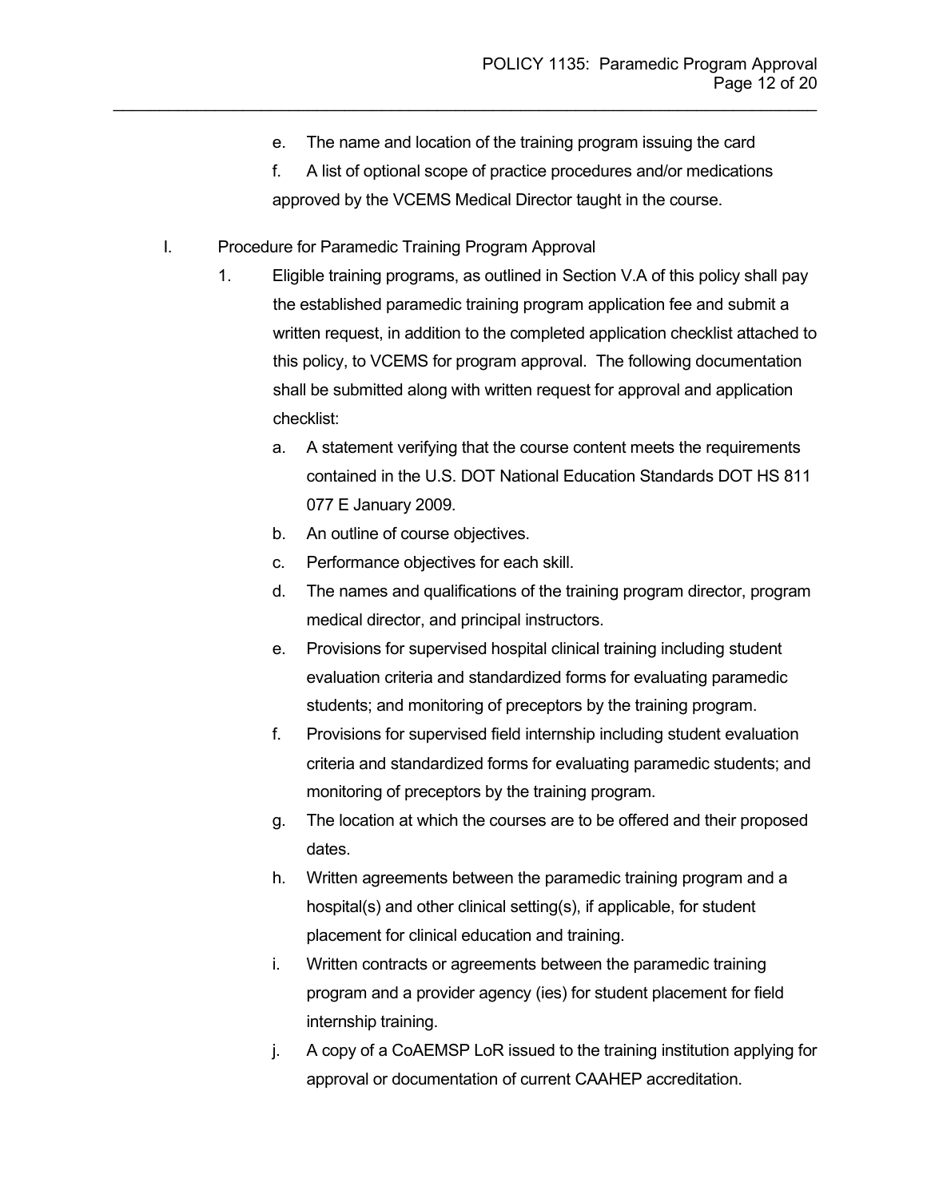e. The name and location of the training program issuing the card

f. A list of optional scope of practice procedures and/or medications approved by the VCEMS Medical Director taught in the course.

I. Procedure for Paramedic Training Program Approval

1. Eligible training programs, as outlined in Section V.A of this policy shall pay the established paramedic training program application fee and submit a written request, in addition to the completed application checklist attached to this policy, to VCEMS for program approval. The following documentation shall be submitted along with written request for approval and application checklist:

   a. A statement verifying that the course content meets the requirements contained in the U.S. DOT National Education Standards DOT HS 811 077 E January 2009.

   b. An outline of course objectives.

   c. Performance objectives for each skill.

   d. The names and qualifications of the training program director, program medical director, and principal instructors.

   e. Provisions for supervised hospital clinical training including student evaluation criteria and standardized forms for evaluating paramedic students; and monitoring of preceptors by the training program.

   f. Provisions for supervised field internship including student evaluation criteria and standardized forms for evaluating paramedic students; and monitoring of preceptors by the training program.

   g. The location at which the courses are to be offered and their proposed dates.

   h. Written agreements between the paramedic training program and a hospital(s) and other clinical setting(s), if applicable, for student placement for clinical education and training.

   i. Written contracts or agreements between the paramedic training program and a provider agency (ies) for student placement for field internship training.

   j. A copy of a CoAEMSP LoR issued to the training institution applying for approval or documentation of current CAAHEP accreditation.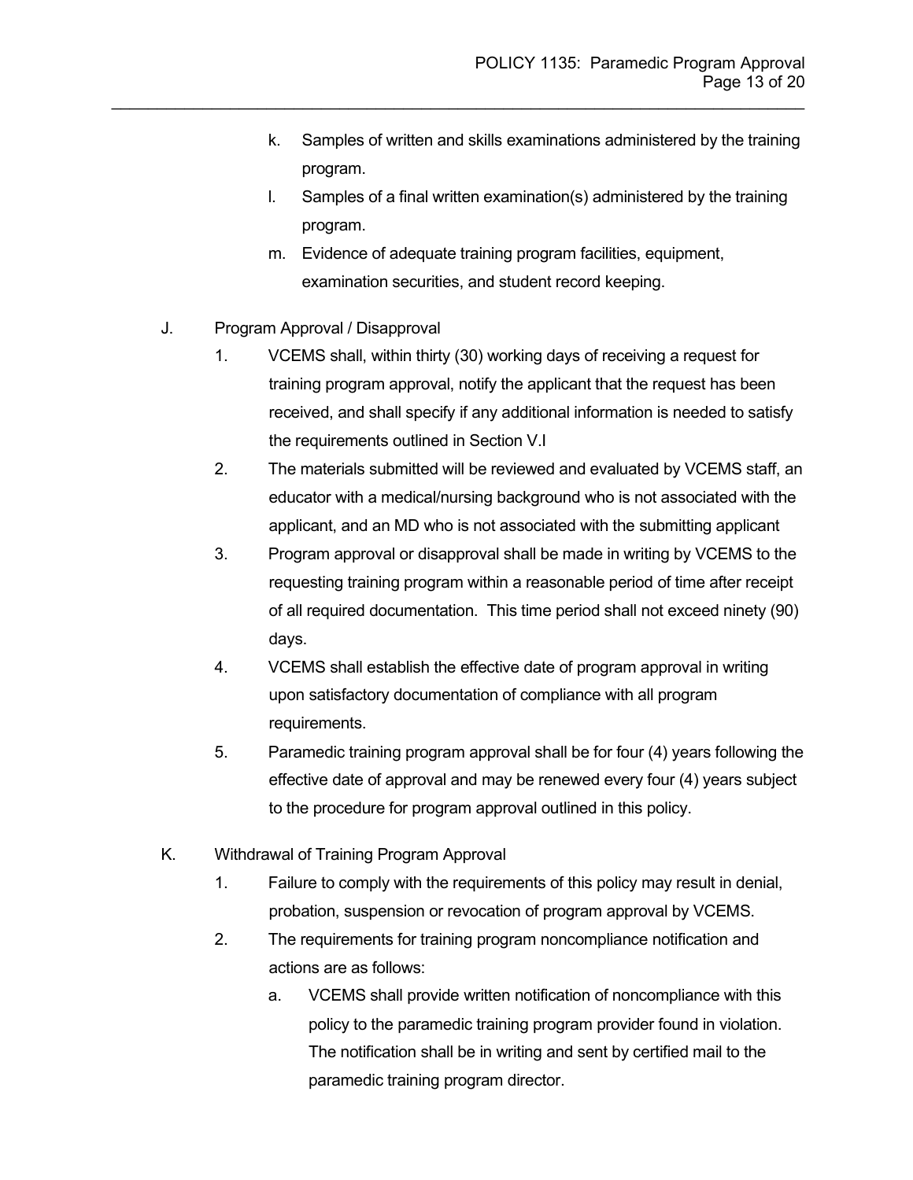k. Samples of written and skills examinations administered by the training program.

l. Samples of a final written examination(s) administered by the training program.

m. Evidence of adequate training program facilities, equipment, examination securities, and student record keeping.

J. Program Approval / Disapproval

1. VCEMS shall, within thirty (30) working days of receiving a request for training program approval, notify the applicant that the request has been received, and shall specify if any additional information is needed to satisfy the requirements outlined in Section V.I

2. The materials submitted will be reviewed and evaluated by VCEMS staff, an educator with a medical/nursing background who is not associated with the applicant, and an MD who is not associated with the submitting applicant

3. Program approval or disapproval shall be made in writing by VCEMS to the requesting training program within a reasonable period of time after receipt of all required documentation. This time period shall not exceed ninety (90) days.

4. VCEMS shall establish the effective date of program approval in writing upon satisfactory documentation of compliance with all program requirements.

5. Paramedic training program approval shall be for four (4) years following the effective date of approval and may be renewed every four (4) years subject to the procedure for program approval outlined in this policy.

K. Withdrawal of Training Program Approval

1. Failure to comply with the requirements of this policy may result in denial, probation, suspension or revocation of program approval by VCEMS.

2. The requirements for training program noncompliance notification and actions are as follows:

   a. VCEMS shall provide written notification of noncompliance with this policy to the paramedic training program provider found in violation. The notification shall be in writing and sent by certified mail to the paramedic training program director.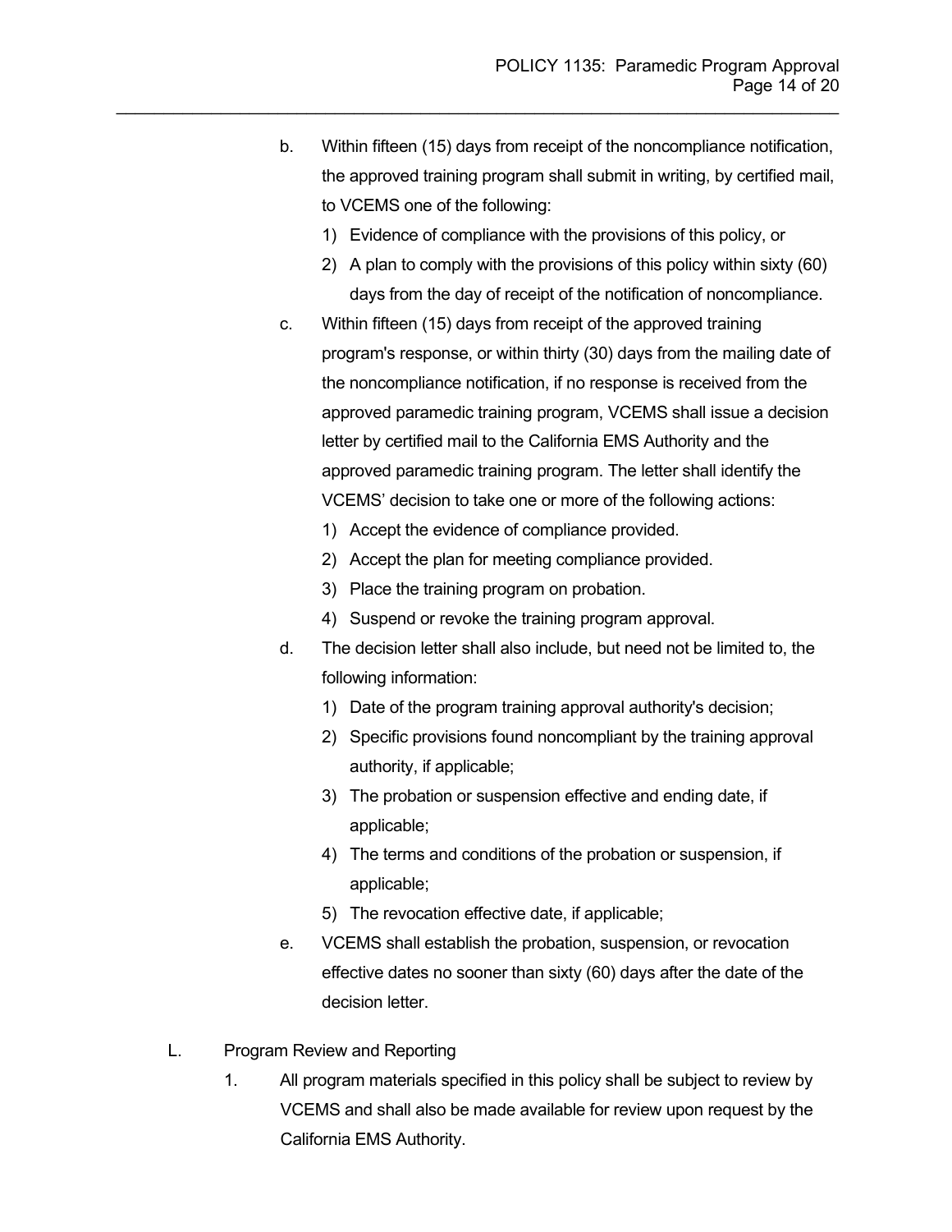b. Within fifteen (15) days from receipt of the noncompliance notification, the approved training program shall submit in writing, by certified mail, to VCEMS one of the following:
   1) Evidence of compliance with the provisions of this policy, or
   2) A plan to comply with the provisions of this policy within sixty (60) days from the day of receipt of the notification of noncompliance.

c. Within fifteen (15) days from receipt of the approved training program's response, or within thirty (30) days from the mailing date of the noncompliance notification, if no response is received from the approved paramedic training program, VCEMS shall issue a decision letter by certified mail to the California EMS Authority and the approved paramedic training program. The letter shall identify the VCEMS' decision to take one or more of the following actions:
   1) Accept the evidence of compliance provided.
   2) Accept the plan for meeting compliance provided.
   3) Place the training program on probation.
   4) Suspend or revoke the training program approval.

d. The decision letter shall also include, but need not be limited to, the following information:
   1) Date of the program training approval authority's decision;
   2) Specific provisions found noncompliant by the training approval authority, if applicable;
   3) The probation or suspension effective and ending date, if applicable;
   4) The terms and conditions of the probation or suspension, if applicable;
   5) The revocation effective date, if applicable;

e. VCEMS shall establish the probation, suspension, or revocation effective dates no sooner than sixty (60) days after the date of the decision letter.

L. Program Review and Reporting

1. All program materials specified in this policy shall be subject to review by VCEMS and shall also be made available for review upon request by the California EMS Authority.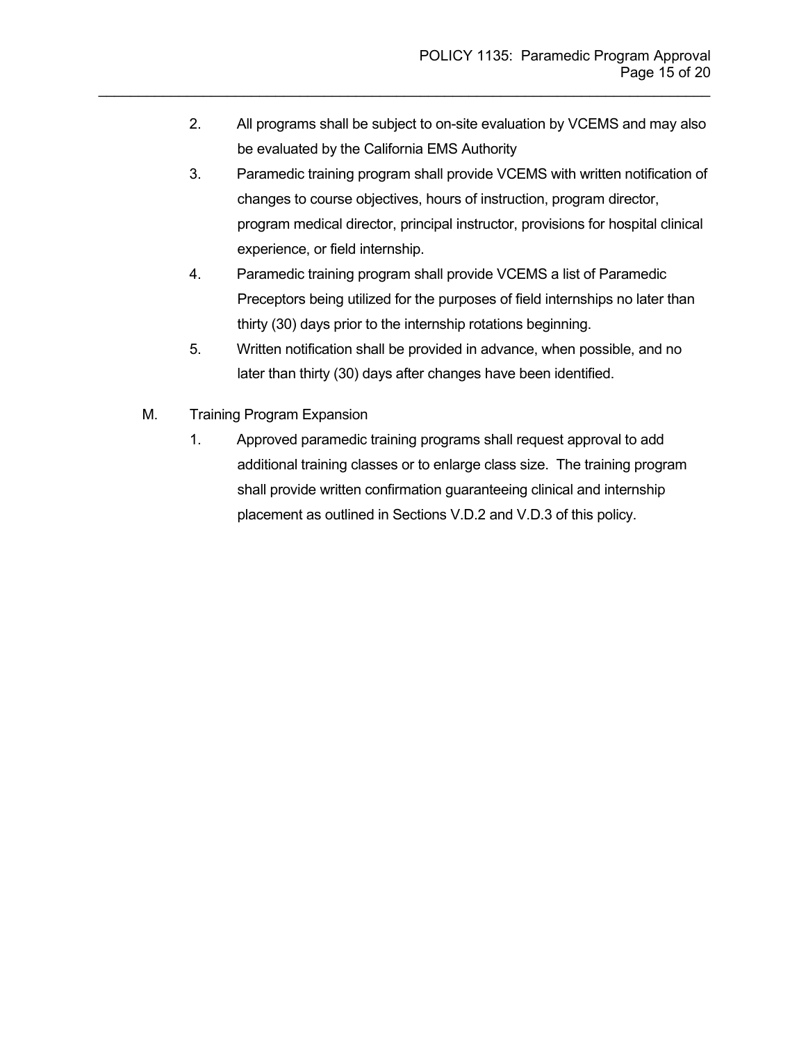2. All programs shall be subject to on-site evaluation by VCEMS and may also be evaluated by the California EMS Authority
3. Paramedic training program shall provide VCEMS with written notification of changes to course objectives, hours of instruction, program director, program medical director, principal instructor, provisions for hospital clinical experience, or field internship.
4. Paramedic training program shall provide VCEMS a list of Paramedic Preceptors being utilized for the purposes of field internships no later than thirty (30) days prior to the internship rotations beginning.
5. Written notification shall be provided in advance, when possible, and no later than thirty (30) days after changes have been identified.

M. Training Program Expansion

1. Approved paramedic training programs shall request approval to add additional training classes or to enlarge class size. The training program shall provide written confirmation guaranteeing clinical and internship placement as outlined in Sections V.D.2 and V.D.3 of this policy.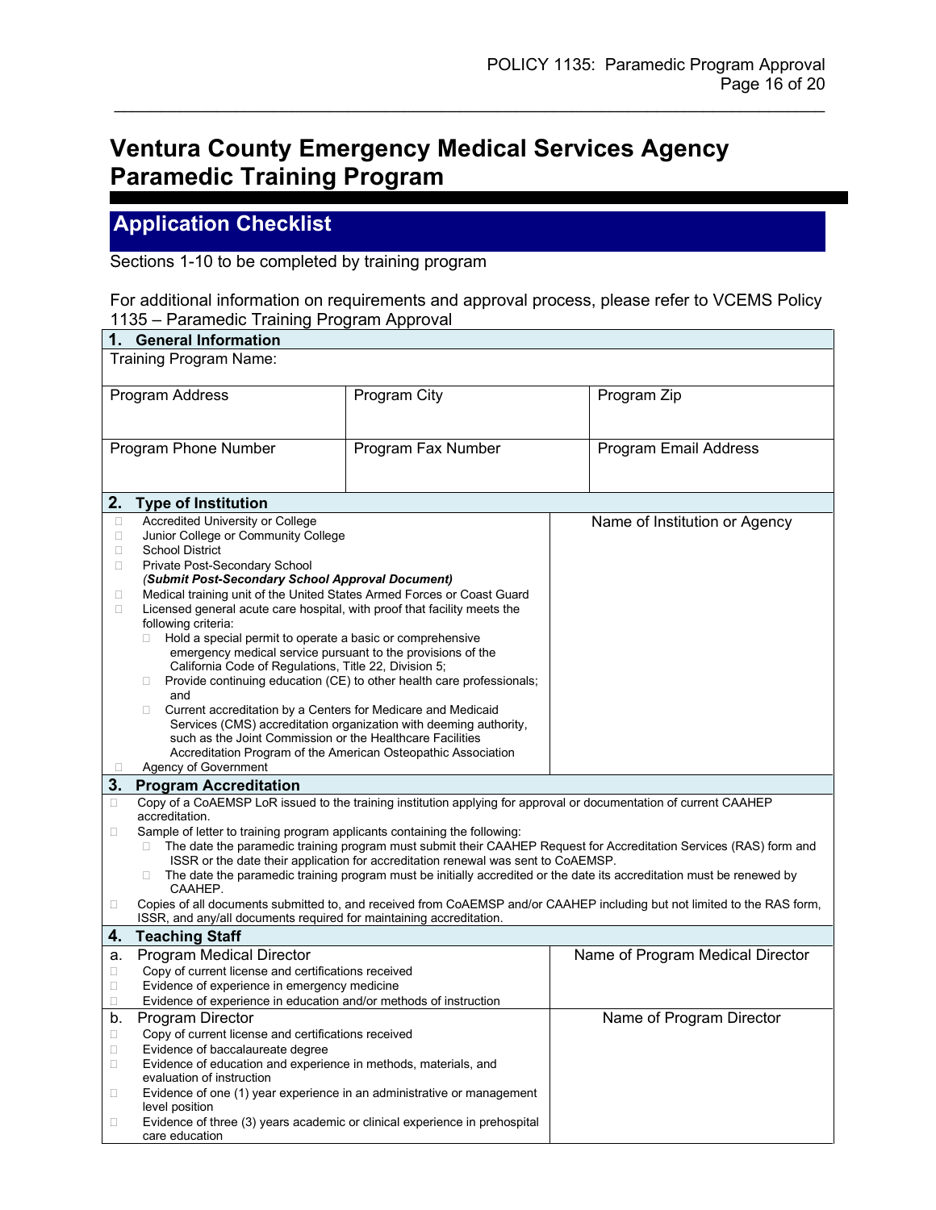# Ventura County Emergency Medical Services Agency Paramedic Training Program

## Application Checklist

Sections 1-10 to be completed by training program

For additional information on requirements and approval process, please refer to VCEMS Policy 1135 – Paramedic Training Program Approval

### 1. General Information

| Training Program Name: | | |
|---|---|---|
| Program Address | Program City | Program Zip |
| Program Phone Number | Program Fax Number | Program Email Address |

### 2. Type of Institution

| | Name of Institution or Agency |
|---|---|
| ☐ Accredited University or College<br>☐ Junior College or Community College<br>☐ School District<br>☐ Private Post-Secondary School<br>***(Submit Post-Secondary School Approval Document)***<br>☐ Medical training unit of the United States Armed Forces or Coast Guard<br>☐ Licensed general acute care hospital, with proof that facility meets the following criteria:<br>☐ Hold a special permit to operate a basic or comprehensive emergency medical service pursuant to the provisions of the California Code of Regulations, Title 22, Division 5;<br>☐ Provide continuing education (CE) to other health care professionals; and<br>☐ Current accreditation by a Centers for Medicare and Medicaid Services (CMS) accreditation organization with deeming authority, such as the Joint Commission or the Healthcare Facilities Accreditation Program of the American Osteopathic Association<br>☐ Agency of Government | |

### 3. Program Accreditation

- ☐ Copy of a CoAEMSP LoR issued to the training institution applying for approval or documentation of current CAAHEP accreditation.
- ☐ Sample of letter to training program applicants containing the following:
  - ☐ The date the paramedic training program must submit their CAAHEP Request for Accreditation Services (RAS) form and ISSR or the date their application for accreditation renewal was sent to CoAEMSP.
  - ☐ The date the paramedic training program must be initially accredited or the date its accreditation must be renewed by CAAHEP.
- ☐ Copies of all documents submitted to, and received from CoAEMSP and/or CAAHEP including but not limited to the RAS form, ISSR, and any/all documents required for maintaining accreditation.

### 4. Teaching Staff

| | |
|---|---|
| a. Program Medical Director<br>☐ Copy of current license and certifications received<br>☐ Evidence of experience in emergency medicine<br>☐ Evidence of experience in education and/or methods of instruction | Name of Program Medical Director |
| b. Program Director<br>☐ Copy of current license and certifications received<br>☐ Evidence of baccalaureate degree<br>☐ Evidence of education and experience in methods, materials, and evaluation of instruction<br>☐ Evidence of one (1) year experience in an administrative or management level position<br>☐ Evidence of three (3) years academic or clinical experience in prehospital care education | Name of Program Director |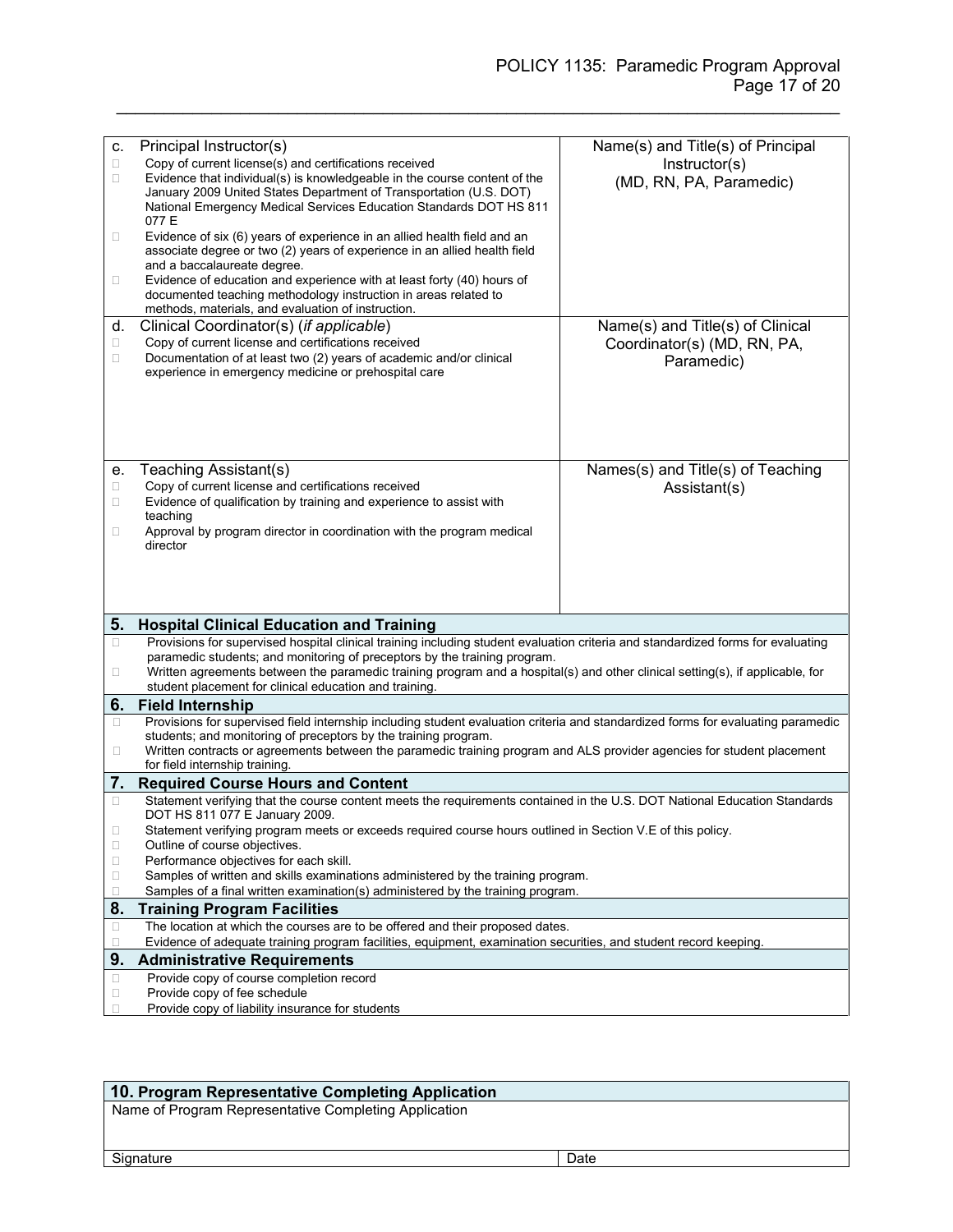| | |
|---|---|
| c. Principal Instructor(s)<br>☐ Copy of current license(s) and certifications received<br>☐ Evidence that individual(s) is knowledgeable in the course content of the January 2009 United States Department of Transportation (U.S. DOT) National Emergency Medical Services Education Standards DOT HS 811 077 E<br>☐ Evidence of six (6) years of experience in an allied health field and an associate degree or two (2) years of experience in an allied health field and a baccalaureate degree.<br>☐ Evidence of education and experience with at least forty (40) hours of documented teaching methodology instruction in areas related to methods, materials, and evaluation of instruction. | Name(s) and Title(s) of Principal Instructor(s)<br>(MD, RN, PA, Paramedic) |
| d. Clinical Coordinator(s) (*if applicable*)<br>☐ Copy of current license and certifications received<br>☐ Documentation of at least two (2) years of academic and/or clinical experience in emergency medicine or prehospital care | Name(s) and Title(s) of Clinical Coordinator(s) (MD, RN, PA, Paramedic) |
| e. Teaching Assistant(s)<br>☐ Copy of current license and certifications received<br>☐ Evidence of qualification by training and experience to assist with teaching<br>☐ Approval by program director in coordination with the program medical director | Names(s) and Title(s) of Teaching Assistant(s) |

## 5. Hospital Clinical Education and Training

- ☐ Provisions for supervised hospital clinical training including student evaluation criteria and standardized forms for evaluating paramedic students; and monitoring of preceptors by the training program.
- ☐ Written agreements between the paramedic training program and a hospital(s) and other clinical setting(s), if applicable, for student placement for clinical education and training.

## 6. Field Internship

- ☐ Provisions for supervised field internship including student evaluation criteria and standardized forms for evaluating paramedic students; and monitoring of preceptors by the training program.
- ☐ Written contracts or agreements between the paramedic training program and ALS provider agencies for student placement for field internship training.

## 7. Required Course Hours and Content

- ☐ Statement verifying that the course content meets the requirements contained in the U.S. DOT National Education Standards DOT HS 811 077 E January 2009.
- ☐ Statement verifying program meets or exceeds required course hours outlined in Section V.E of this policy.
- ☐ Outline of course objectives.
- ☐ Performance objectives for each skill.
- ☐ Samples of written and skills examinations administered by the training program.
- ☐ Samples of a final written examination(s) administered by the training program.

## 8. Training Program Facilities

- ☐ The location at which the courses are to be offered and their proposed dates.
- ☐ Evidence of adequate training program facilities, equipment, examination securities, and student record keeping.

## 9. Administrative Requirements

- ☐ Provide copy of course completion record
- ☐ Provide copy of fee schedule
- ☐ Provide copy of liability insurance for students

## 10. Program Representative Completing Application

| Name of Program Representative Completing Application | |
|---|---|
| Signature | Date |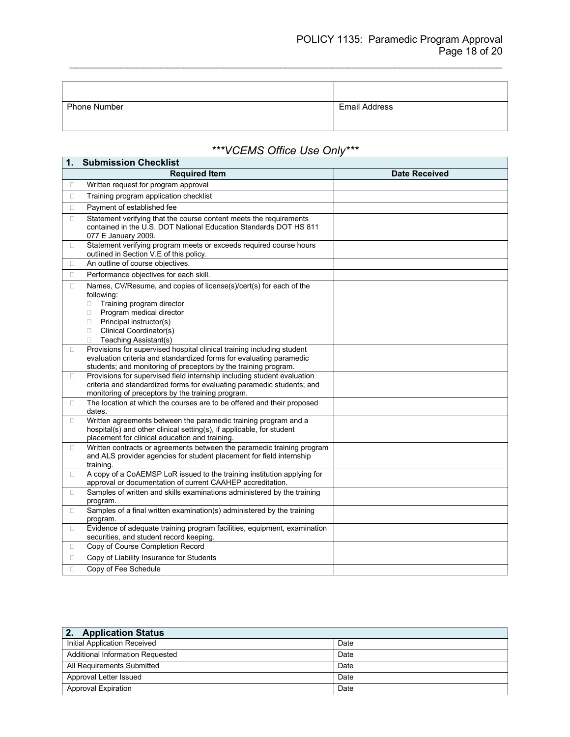| | |
|---|---|
| | |
| Phone Number | Email Address |

## ***VCEMS Office Use Only***

| 1. Submission Checklist | |
|---|---|
| **Required Item** | **Date Received** |
| ☐ Written request for program approval | |
| ☐ Training program application checklist | |
| ☐ Payment of established fee | |
| ☐ Statement verifying that the course content meets the requirements contained in the U.S. DOT National Education Standards DOT HS 811 077 E January 2009. | |
| ☐ Statement verifying program meets or exceeds required course hours outlined in Section V.E of this policy. | |
| ☐ An outline of course objectives. | |
| ☐ Performance objectives for each skill. | |
| ☐ Names, CV/Resume, and copies of license(s)/cert(s) for each of the following: ☐ Training program director ☐ Program medical director ☐ Principal instructor(s) ☐ Clinical Coordinator(s) ☐ Teaching Assistant(s) | |
| ☐ Provisions for supervised hospital clinical training including student evaluation criteria and standardized forms for evaluating paramedic students; and monitoring of preceptors by the training program. | |
| ☐ Provisions for supervised field internship including student evaluation criteria and standardized forms for evaluating paramedic students; and monitoring of preceptors by the training program. | |
| ☐ The location at which the courses are to be offered and their proposed dates. | |
| ☐ Written agreements between the paramedic training program and a hospital(s) and other clinical setting(s), if applicable, for student placement for clinical education and training. | |
| ☐ Written contracts or agreements between the paramedic training program and ALS provider agencies for student placement for field internship training. | |
| ☐ A copy of a CoAEMSP LoR issued to the training institution applying for approval or documentation of current CAAHEP accreditation. | |
| ☐ Samples of written and skills examinations administered by the training program. | |
| ☐ Samples of a final written examination(s) administered by the training program. | |
| ☐ Evidence of adequate training program facilities, equipment, examination securities, and student record keeping. | |
| ☐ Copy of Course Completion Record | |
| ☐ Copy of Liability Insurance for Students | |
| ☐ Copy of Fee Schedule | |

| 2. Application Status | |
|---|---|
| Initial Application Received | Date |
| Additional Information Requested | Date |
| All Requirements Submitted | Date |
| Approval Letter Issued | Date |
| Approval Expiration | Date |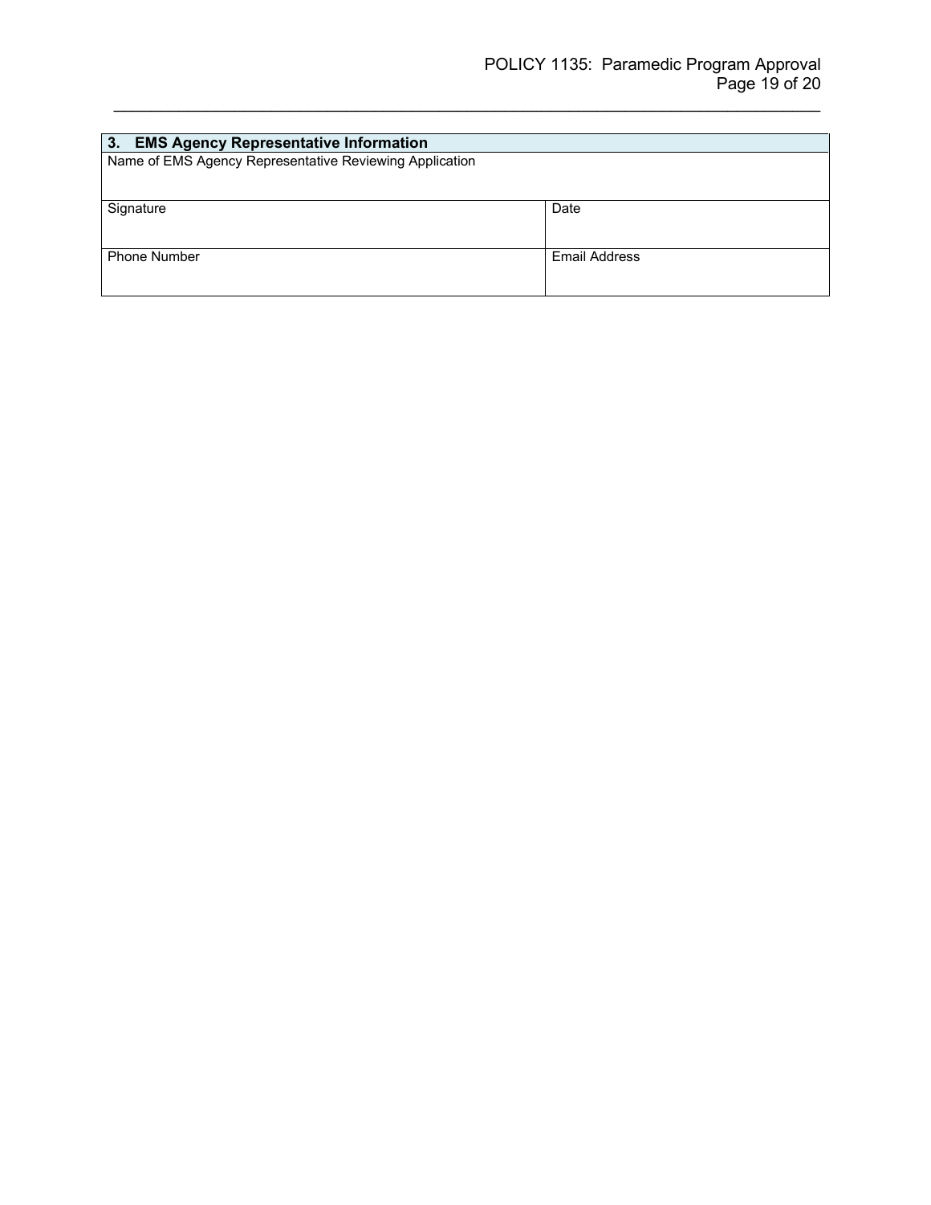| 3. EMS Agency Representative Information | |
|---|---|
| Name of EMS Agency Representative Reviewing Application | |
| Signature | Date |
| Phone Number | Email Address |